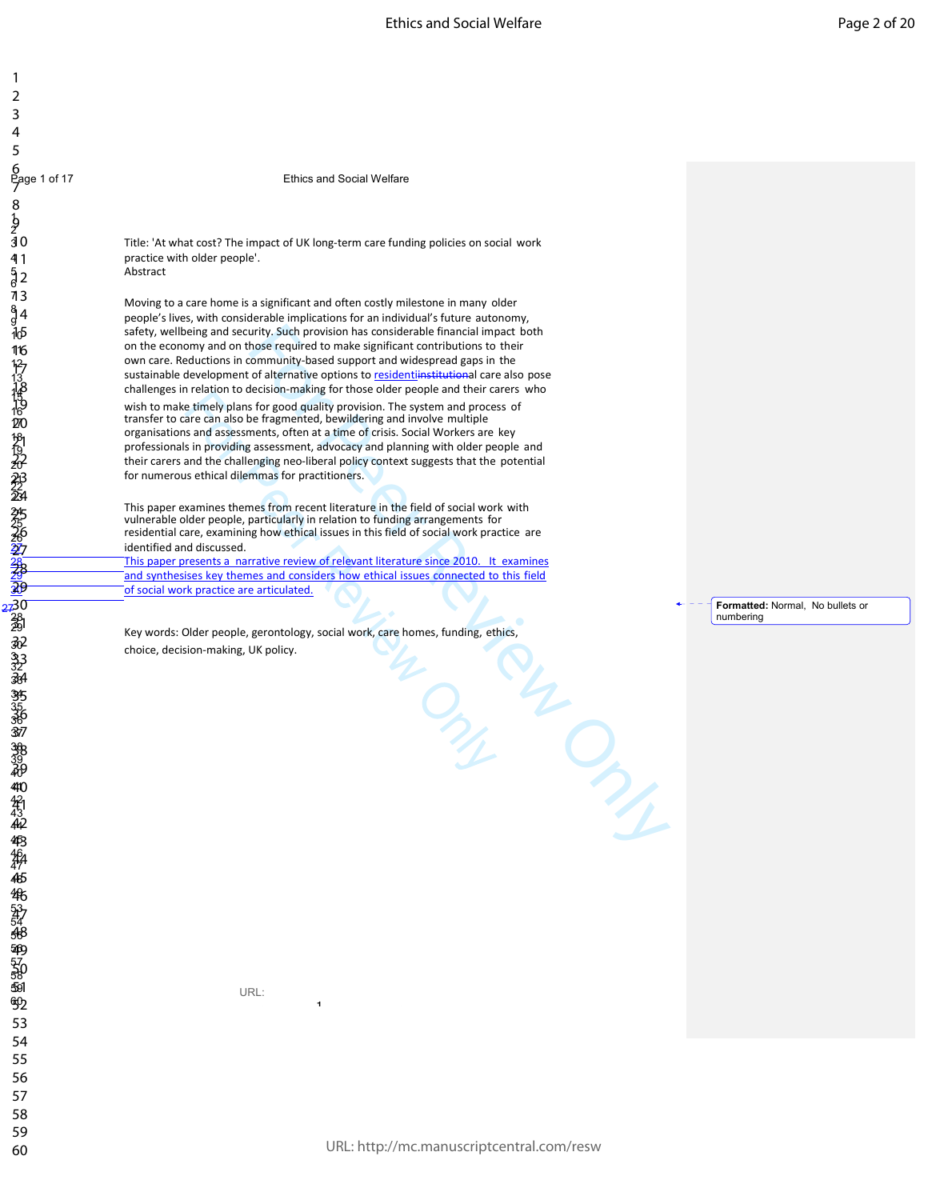Title: 'At what cost? The impact of UK long-term care funding policies on social work practice with older people'.

Abstract

Moving to a care home is a significant and often costly milestone in many older people's lives, with considerable implications for an individual's future autonomy, safety, wellbeing and security. Such provision has considerable financial impact both on the economy and on those required to make significant contributions to their own care. Reductions in community-based support and widespread gaps in the sustainable development of alternative options to residentiinstitutional care also pose challenges in relation to decision-making for those older people and their carers who wish to make timely plans for good quality provision. The system and process of transfer to care can also be fragmented, bewildering and involve multiple organisations and assessments, often at a time of crisis. Social Workers are key professionals in providing assessment, advocacy and planning with older people and their carers and the challenging neo-liberal policy context suggests that the potential for numerous ethical dilemmas for practitioners.

This paper examines themes from recent literature in the field of social work with vulnerable older people, particularly in relation to funding arrangements for residential care, examining how ethical issues in this field of social work practice are identified and discussed.

This paper presents a narrative review of relevant literature since 2010. It examines and synthesises key themes and considers how ethical issues connected to this field of social work practice are articulated.

Key words: Older people, gerontology, social work, care homes, funding, ethics, choice, decision-making, UK policy.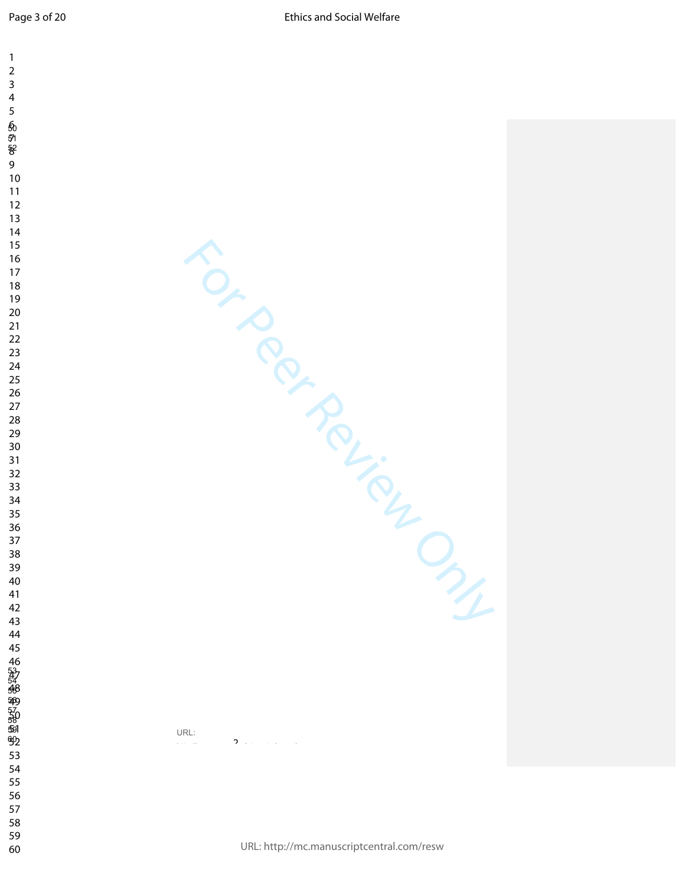URL: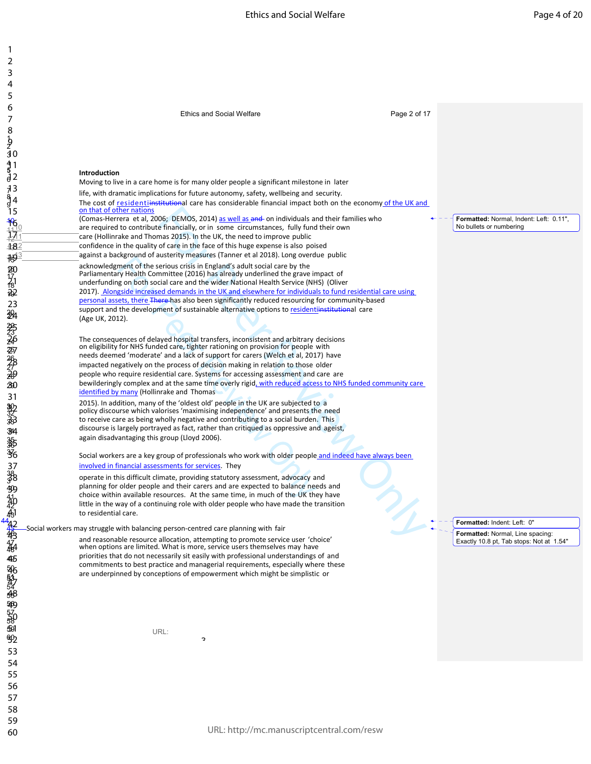## Introduction

Moving to live in a care home is for many older people a significant milestone in later life, with dramatic implications for future autonomy, safety, wellbeing and security. The cost of residentiinstitutional care has considerable financial impact both on the economy of the UK and on that of other nations (Comas-Herrera et al, 2006; DEMOS, 2014) as well as and on individuals and their families who are required to contribute financially, or in some circumstances, fully fund their own care (Hollinrake and Thomas 2015). In the UK, the need to improve public confidence in the quality of care in the face of this huge expense is also poised against a background of austerity measures (Tanner et al 2018). Long overdue public acknowledgment of the serious crisis in England's adult social care by the Parliamentary Health Committee (2016) has already underlined the grave impact of underfunding on both social care and the wider National Health Service (NHS) (Oliver 2017). Alongside increased demands in the UK and elsewhere for individuals to fund residential care using personal assets, there There has also been significantly reduced resourcing for community-based support and the development of sustainable alternative options to residentiinstitutional care (Age UK, 2012).

The consequences of delayed hospital transfers, inconsistent and arbitrary decisions on eligibility for NHS funded care, tighter rationing on provision for people with needs deemed 'moderate' and a lack of support for carers (Welch et al, 2017) have impacted negatively on the process of decision making in relation to those older people who require residential care. Systems for accessing assessment and care are bewilderingly complex and at the same time overly rigid, with reduced access to NHS funded community care identified by many (Hollinrake and Thomas 2015). In addition, many of the 'oldest old' people in the UK are subjected to a policy discourse which valorises 'maximising independence' and presents the need to receive care as being wholly negative and contributing to a social burden. This discourse is largely portrayed as fact, rather than critiqued as oppressive and ageist, again disadvantaging this group (Lloyd 2006).

Social workers are a key group of professionals who work with older people and indeed have always been involved in financial assessments for services. They operate in this difficult climate, providing statutory assessment, advocacy and planning for older people and their carers and are expected to balance needs and choice within available resources. At the same time, in much of the UK they have little in the way of a continuing role with older people who have made the transition to residential care.

Social workers may struggle with balancing person-centred care planning with fair and reasonable resource allocation, attempting to promote service user 'choice' when options are limited. What is more, service users themselves may have priorities that do not necessarily sit easily with professional understandings of and commitments to best practice and managerial requirements, especially where these are underpinned by conceptions of empowerment which might be simplistic or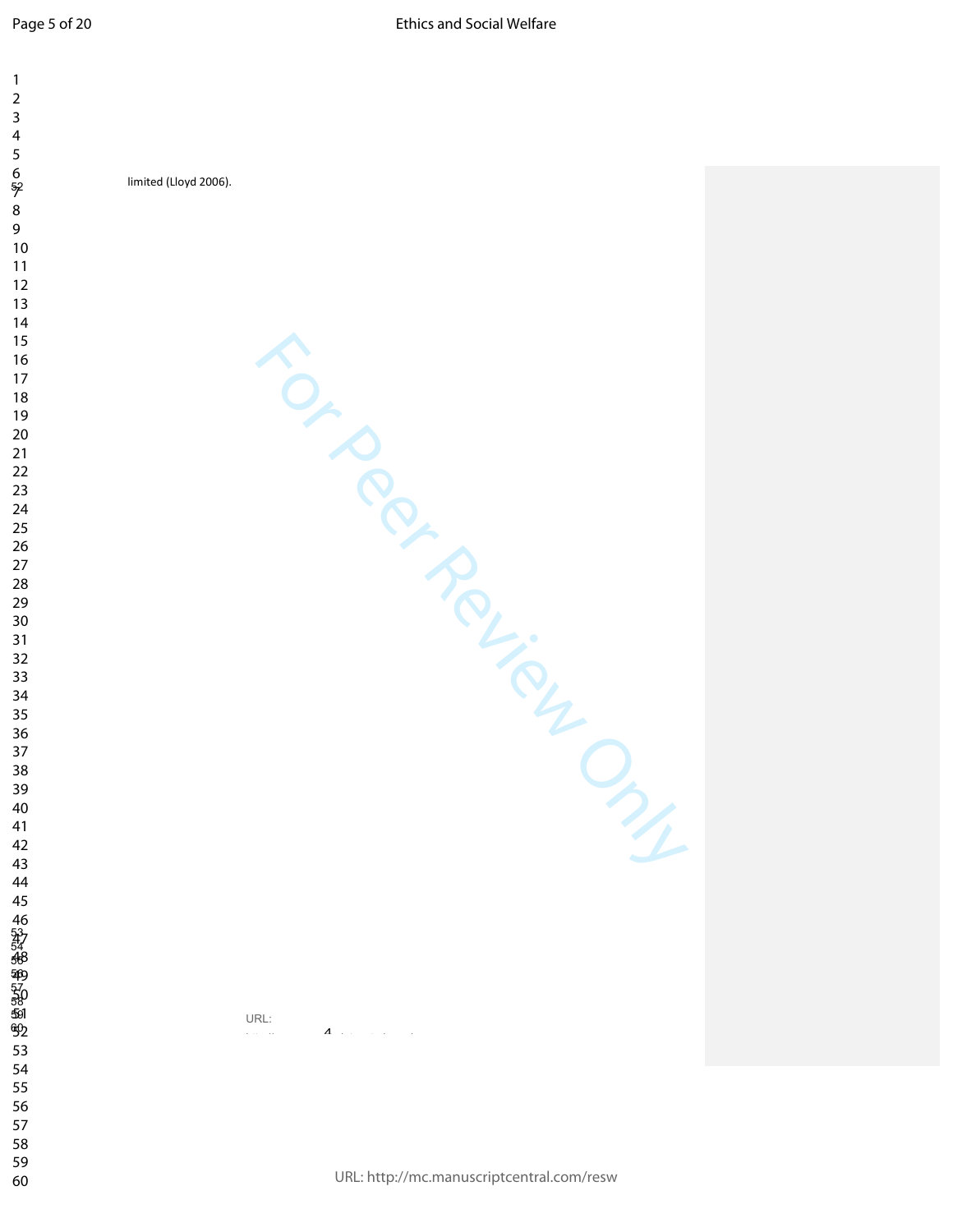limited (Lloyd 2006).

URL: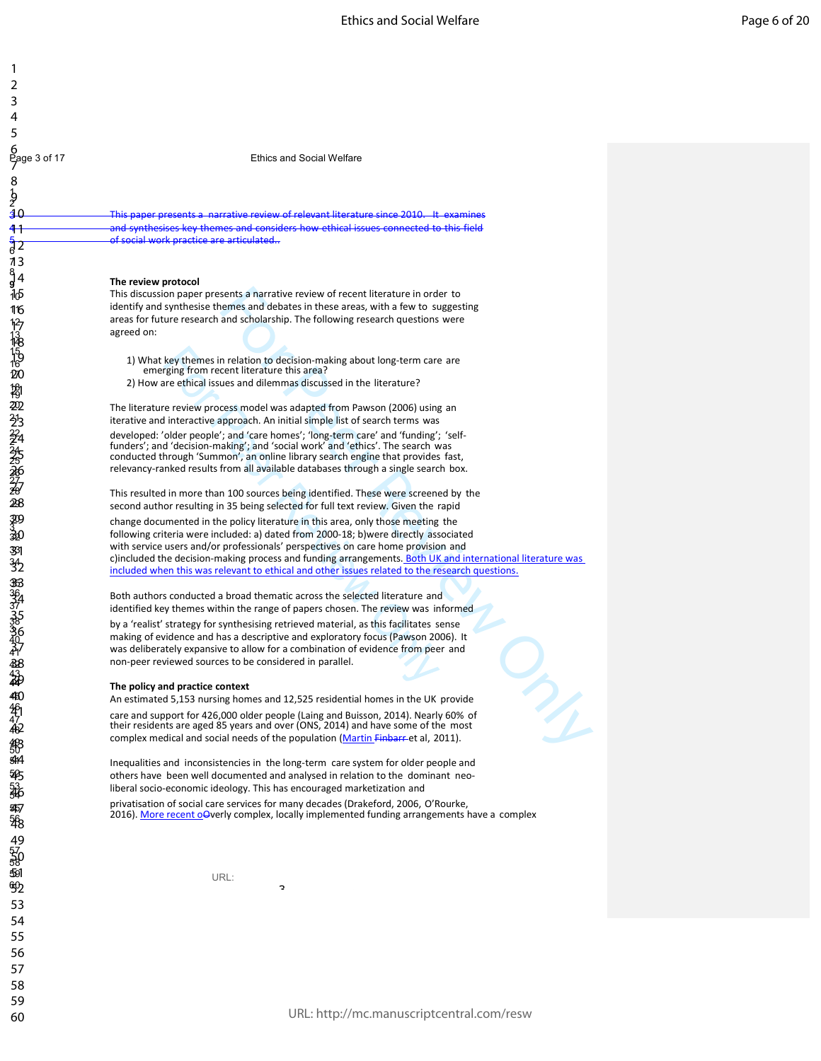This paper presents a narrative review of relevant literature since 2010. It examines and synthesises key themes and considers how ethical issues connected to this field of social work practice are articulated..

**The review protocol**

This discussion paper presents a narrative review of recent literature in order to identify and synthesise themes and debates in these areas, with a few to suggesting areas for future research and scholarship. The following research questions were agreed on:

1) What key themes in relation to decision-making about long-term care are emerging from recent literature this area?
2) How are ethical issues and dilemmas discussed in the literature?

The literature review process model was adapted from Pawson (2006) using an iterative and interactive approach. An initial simple list of search terms was developed: 'older people'; and 'care homes'; 'long-term care' and 'funding'; 'self-funders'; and 'decision-making'; and 'social work' and 'ethics'. The search was conducted through 'Summon', an online library search engine that provides fast, relevancy-ranked results from all available databases through a single search box.

This resulted in more than 100 sources being identified. These were screened by the second author resulting in 35 being selected for full text review. Given the rapid change documented in the policy literature in this area, only those meeting the following criteria were included: a) dated from 2000-18; b)were directly associated with service users and/or professionals' perspectives on care home provision and c)included the decision-making process and funding arrangements. Both UK and international literature was included when this was relevant to ethical and other issues related to the research questions.

Both authors conducted a broad thematic across the selected literature and identified key themes within the range of papers chosen. The review was informed by a 'realist' strategy for synthesising retrieved material, as this facilitates sense making of evidence and has a descriptive and exploratory focus (Pawson 2006). It was deliberately expansive to allow for a combination of evidence from peer and non-peer reviewed sources to be considered in parallel.

**The policy and practice context**

An estimated 5,153 nursing homes and 12,525 residential homes in the UK provide care and support for 426,000 older people (Laing and Buisson, 2014). Nearly 60% of their residents are aged 85 years and over (ONS, 2014) and have some of the most complex medical and social needs of the population (Martin Finbarr et al, 2011).

Inequalities and inconsistencies in the long-term care system for older people and others have been well documented and analysed in relation to the dominant neo-liberal socio-economic ideology. This has encouraged marketization and privatisation of social care services for many decades (Drakeford, 2006, O'Rourke, 2016). More recent oOverly complex, locally implemented funding arrangements have a complex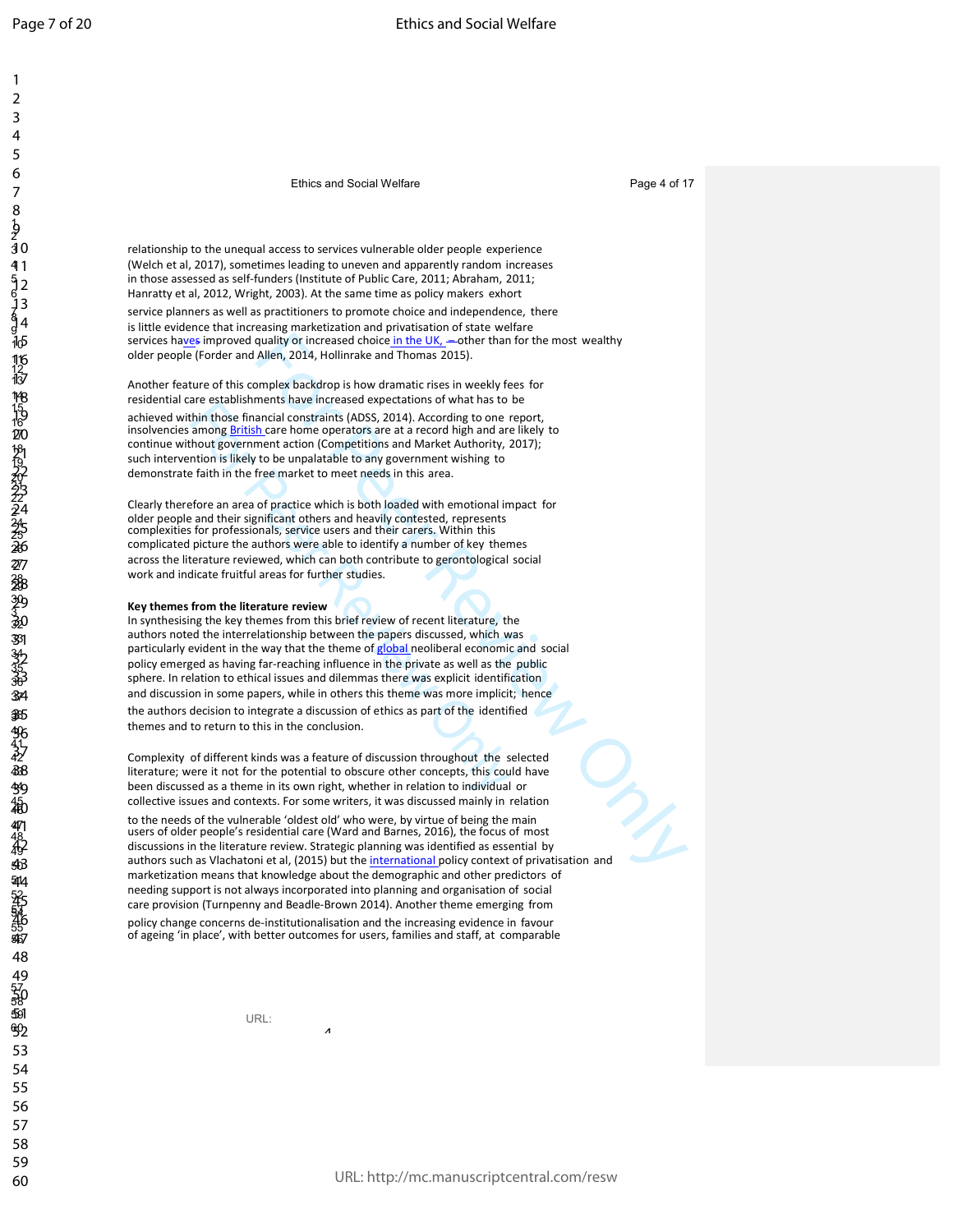relationship to the unequal access to services vulnerable older people experience (Welch et al, 2017), sometimes leading to uneven and apparently random increases in those assessed as self-funders (Institute of Public Care, 2011; Abraham, 2011; Hanratty et al, 2012, Wright, 2003). At the same time as policy makers exhort service planners as well as practitioners to promote choice and independence, there is little evidence that increasing marketization and privatisation of state welfare services haves improved quality or increased choice in the UK, – other than for the most wealthy older people (Forder and Allen, 2014, Hollinrake and Thomas 2015).

Another feature of this complex backdrop is how dramatic rises in weekly fees for residential care establishments have increased expectations of what has to be achieved within those financial constraints (ADSS, 2014). According to one report, insolvencies among British care home operators are at a record high and are likely to continue without government action (Competitions and Market Authority, 2017); such intervention is likely to be unpalatable to any government wishing to demonstrate faith in the free market to meet needs in this area.

Clearly therefore an area of practice which is both loaded with emotional impact for older people and their significant others and heavily contested, represents complexities for professionals, service users and their carers. Within this complicated picture the authors were able to identify a number of key themes across the literature reviewed, which can both contribute to gerontological social work and indicate fruitful areas for further studies.

**Key themes from the literature review**

In synthesising the key themes from this brief review of recent literature, the authors noted the interrelationship between the papers discussed, which was particularly evident in the way that the theme of global neoliberal economic and social policy emerged as having far-reaching influence in the private as well as the public sphere. In relation to ethical issues and dilemmas there was explicit identification and discussion in some papers, while in others this theme was more implicit; hence the authors decision to integrate a discussion of ethics as part of the identified themes and to return to this in the conclusion.

Complexity of different kinds was a feature of discussion throughout the selected literature; were it not for the potential to obscure other concepts, this could have been discussed as a theme in its own right, whether in relation to individual or collective issues and contexts. For some writers, it was discussed mainly in relation to the needs of the vulnerable 'oldest old' who were, by virtue of being the main users of older people's residential care (Ward and Barnes, 2016), the focus of most discussions in the literature review. Strategic planning was identified as essential by authors such as Vlachatoni et al, (2015) but the international policy context of privatisation and marketization means that knowledge about the demographic and other predictors of needing support is not always incorporated into planning and organisation of social care provision (Turnpenny and Beadle-Brown 2014). Another theme emerging from policy change concerns de-institutionalisation and the increasing evidence in favour of ageing 'in place', with better outcomes for users, families and staff, at comparable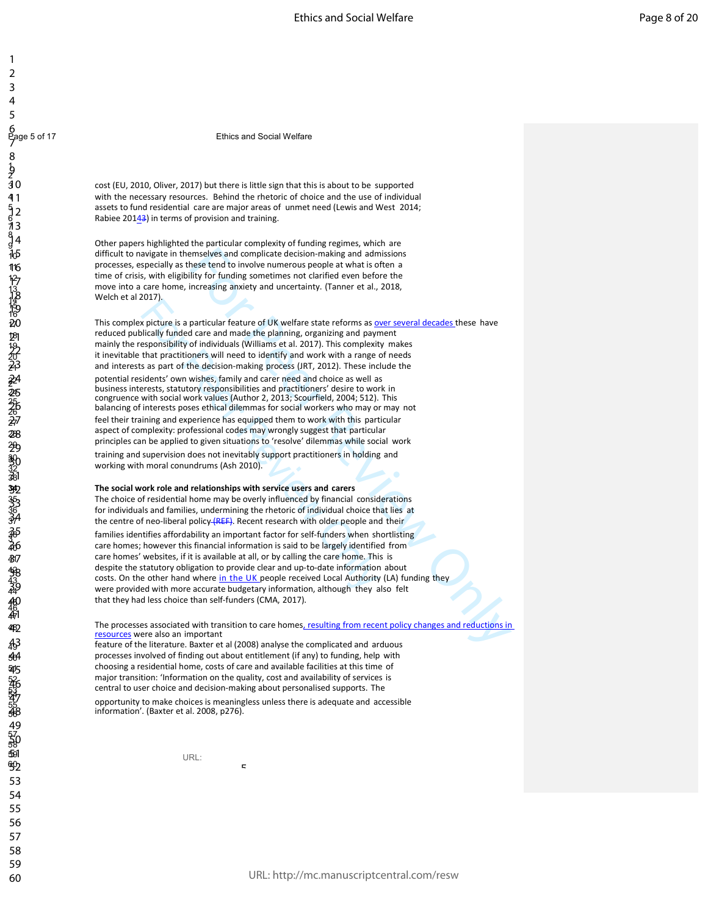cost (EU, 2010, Oliver, 2017) but there is little sign that this is about to be supported with the necessary resources. Behind the rhetoric of choice and the use of individual assets to fund residential care are major areas of unmet need (Lewis and West 2014; Rabiee 201~~4~~3) in terms of provision and training.

Other papers highlighted the particular complexity of funding regimes, which are difficult to navigate in themselves and complicate decision-making and admissions processes, especially as these tend to involve numerous people at what is often a time of crisis, with eligibility for funding sometimes not clarified even before the move into a care home, increasing anxiety and uncertainty. (Tanner et al., 2018, Welch et al 2017).

This complex picture is a particular feature of UK welfare state reforms as over several decades these have reduced publically funded care and made the planning, organizing and payment mainly the responsibility of individuals (Williams et al. 2017). This complexity makes it inevitable that practitioners will need to identify and work with a range of needs and interests as part of the decision-making process (JRT, 2012). These include the potential residents' own wishes, family and carer need and choice as well as business interests, statutory responsibilities and practitioners' desire to work in congruence with social work values (Author 2, 2013; Scourfield, 2004; 512). This balancing of interests poses ethical dilemmas for social workers who may or may not feel their training and experience has equipped them to work with this particular aspect of complexity: professional codes may wrongly suggest that particular principles can be applied to given situations to 'resolve' dilemmas while social work training and supervision does not inevitably support practitioners in holding and working with moral conundrums (Ash 2010).

**The social work role and relationships with service users and carers**

The choice of residential home may be overly influenced by financial considerations for individuals and families, undermining the rhetoric of individual choice that lies at the centre of neo-liberal policy ~~(REF)~~. Recent research with older people and their families identifies affordability an important factor for self-funders when shortlisting care homes; however this financial information is said to be largely identified from care homes' websites, if it is available at all, or by calling the care home. This is despite the statutory obligation to provide clear and up-to-date information about costs. On the other hand where in the UK people received Local Authority (LA) funding they were provided with more accurate budgetary information, although they also felt that they had less choice than self-funders (CMA, 2017).

The processes associated with transition to care homes, resulting from recent policy changes and reductions in resources were also an important feature of the literature. Baxter et al (2008) analyse the complicated and arduous processes involved of finding out about entitlement (if any) to funding, help with choosing a residential home, costs of care and available facilities at this time of major transition: 'Information on the quality, cost and availability of services is central to user choice and decision-making about personalised supports. The opportunity to make choices is meaningless unless there is adequate and accessible information'. (Baxter et al. 2008, p276).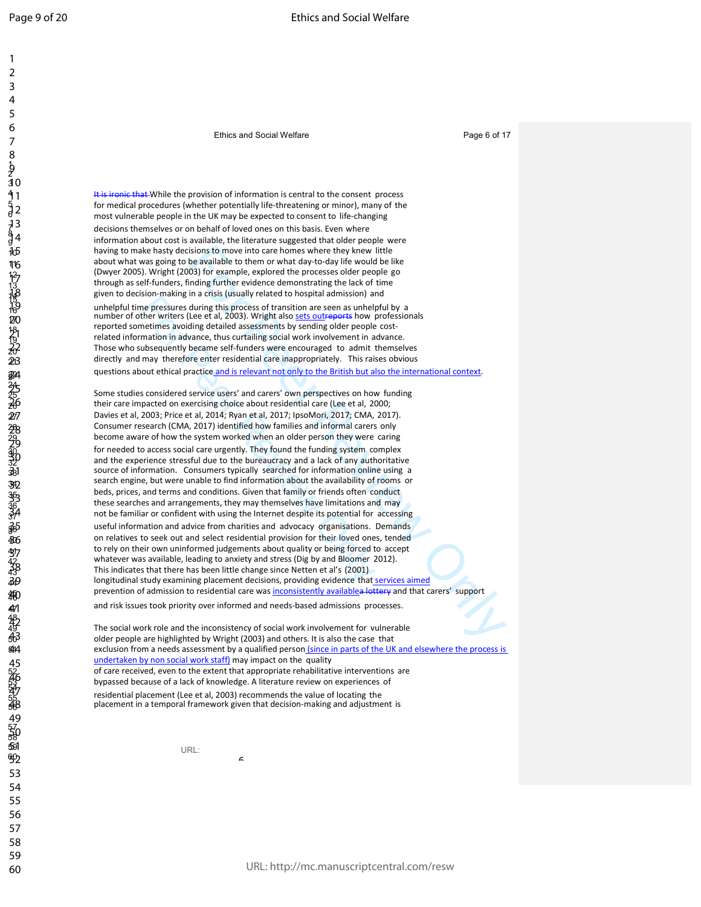~~It is ironic that~~ While the provision of information is central to the consent process for medical procedures (whether potentially life-threatening or minor), many of the most vulnerable people in the UK may be expected to consent to life-changing decisions themselves or on behalf of loved ones on this basis. Even where information about cost is available, the literature suggested that older people were having to make hasty decisions to move into care homes where they knew little about what was going to be available to them or what day-to-day life would be like (Dwyer 2005). Wright (2003) for example, explored the processes older people go through as self-funders, finding further evidence demonstrating the lack of time given to decision-making in a crisis (usually related to hospital admission) and unhelpful time pressures during this process of transition are seen as unhelpful by a number of other writers (Lee et al, 2003). Wright also sets out~~reports~~ how professionals reported sometimes avoiding detailed assessments by sending older people cost-related information in advance, thus curtailing social work involvement in advance. Those who subsequently became self-funders were encouraged to admit themselves directly and may therefore enter residential care inappropriately. This raises obvious questions about ethical practice and is relevant not only to the British but also the international context.

Some studies considered service users' and carers' own perspectives on how funding their care impacted on exercising choice about residential care (Lee et al, 2000; Davies et al, 2003; Price et al, 2014; Ryan et al, 2017; IpsoMori, 2017; CMA, 2017). Consumer research (CMA, 2017) identified how families and informal carers only become aware of how the system worked when an older person they were caring for needed to access social care urgently. They found the funding system complex and the experience stressful due to the bureaucracy and a lack of any authoritative source of information. Consumers typically searched for information online using a search engine, but were unable to find information about the availability of rooms or beds, prices, and terms and conditions. Given that family or friends often conduct these searches and arrangements, they may themselves have limitations and may not be familiar or confident with using the Internet despite its potential for accessing useful information and advice from charities and advocacy organisations. Demands on relatives to seek out and select residential provision for their loved ones, tended to rely on their own uninformed judgements about quality or being forced to accept whatever was available, leading to anxiety and stress (Dig by and Bloomer 2012). This indicates that there has been little change since Netten et al's (2001) longitudinal study examining placement decisions, providing evidence that services aimed prevention of admission to residential care was inconsistently available~~a lottery~~ and that carers' support and risk issues took priority over informed and needs-based admissions processes.

The social work role and the inconsistency of social work involvement for vulnerable older people are highlighted by Wright (2003) and others. It is also the case that exclusion from a needs assessment by a qualified person (since in parts of the UK and elsewhere the process is undertaken by non social work staff) may impact on the quality of care received, even to the extent that appropriate rehabilitative interventions are bypassed because of a lack of knowledge. A literature review on experiences of residential placement (Lee et al, 2003) recommends the value of locating the placement in a temporal framework given that decision-making and adjustment is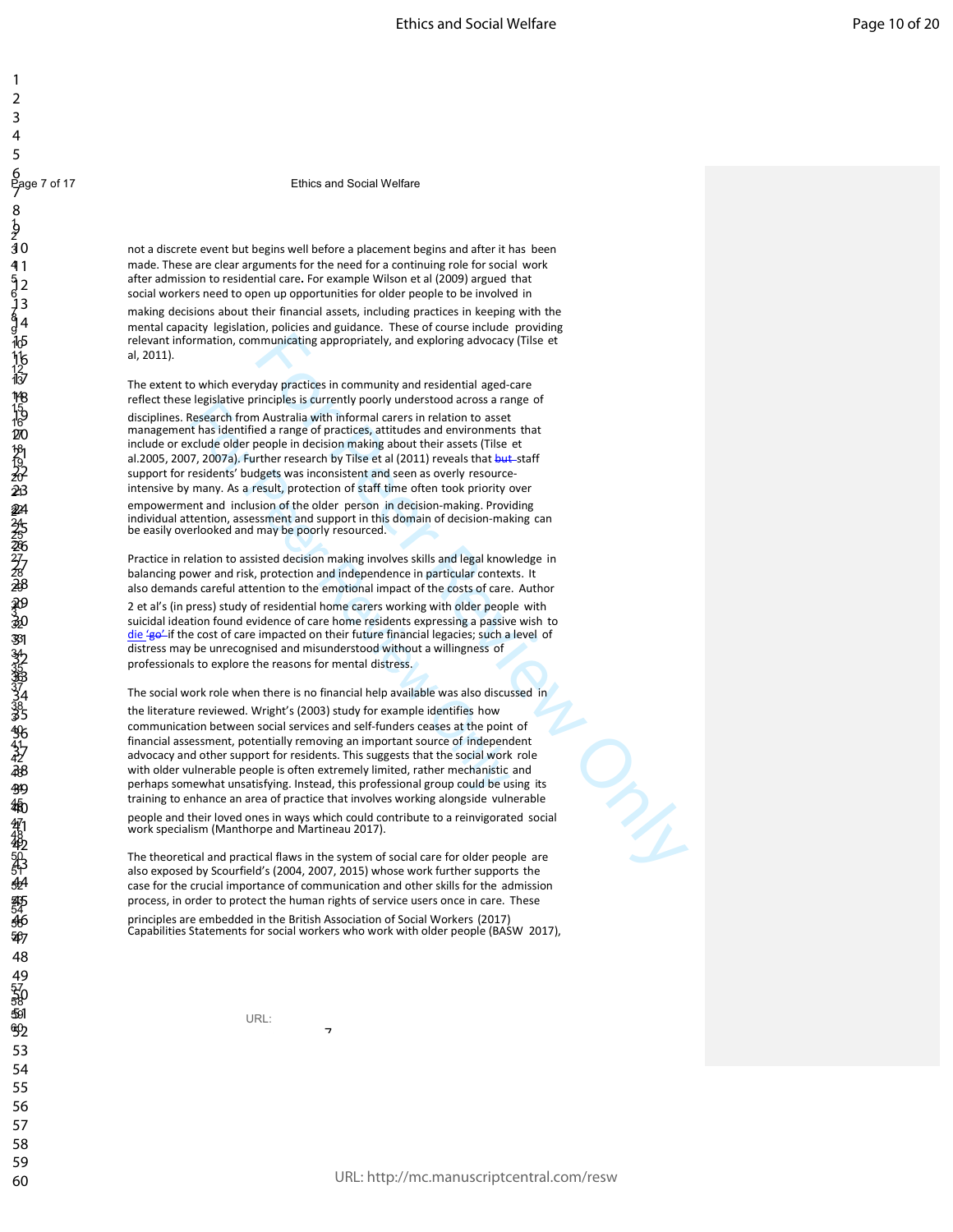not a discrete event but begins well before a placement begins and after it has been made. These are clear arguments for the need for a continuing role for social work after admission to residential care. For example Wilson et al (2009) argued that social workers need to open up opportunities for older people to be involved in making decisions about their financial assets, including practices in keeping with the mental capacity legislation, policies and guidance. These of course include providing relevant information, communicating appropriately, and exploring advocacy (Tilse et al, 2011).

The extent to which everyday practices in community and residential aged-care reflect these legislative principles is currently poorly understood across a range of disciplines. Research from Australia with informal carers in relation to asset management has identified a range of practices, attitudes and environments that include or exclude older people in decision making about their assets (Tilse et al.2005, 2007, 2007a). Further research by Tilse et al (2011) reveals that ~~but~~ staff support for residents' budgets was inconsistent and seen as overly resource-intensive by many. As a result, protection of staff time often took priority over empowerment and inclusion of the older person in decision-making. Providing individual attention, assessment and support in this domain of decision-making can be easily overlooked and may be poorly resourced.

Practice in relation to assisted decision making involves skills and legal knowledge in balancing power and risk, protection and independence in particular contexts. It also demands careful attention to the emotional impact of the costs of care. Author 2 et al's (in press) study of residential home carers working with older people with suicidal ideation found evidence of care home residents expressing a passive wish to die ~~'go'~~ if the cost of care impacted on their future financial legacies; such a level of distress may be unrecognised and misunderstood without a willingness of professionals to explore the reasons for mental distress.

The social work role when there is no financial help available was also discussed in the literature reviewed. Wright's (2003) study for example identifies how communication between social services and self-funders ceases at the point of financial assessment, potentially removing an important source of independent advocacy and other support for residents. This suggests that the social work role with older vulnerable people is often extremely limited, rather mechanistic and perhaps somewhat unsatisfying. Instead, this professional group could be using its training to enhance an area of practice that involves working alongside vulnerable people and their loved ones in ways which could contribute to a reinvigorated social work specialism (Manthorpe and Martineau 2017).

The theoretical and practical flaws in the system of social care for older people are also exposed by Scourfield's (2004, 2007, 2015) whose work further supports the case for the crucial importance of communication and other skills for the admission process, in order to protect the human rights of service users once in care. These principles are embedded in the British Association of Social Workers (2017) Capabilities Statements for social workers who work with older people (BASW 2017),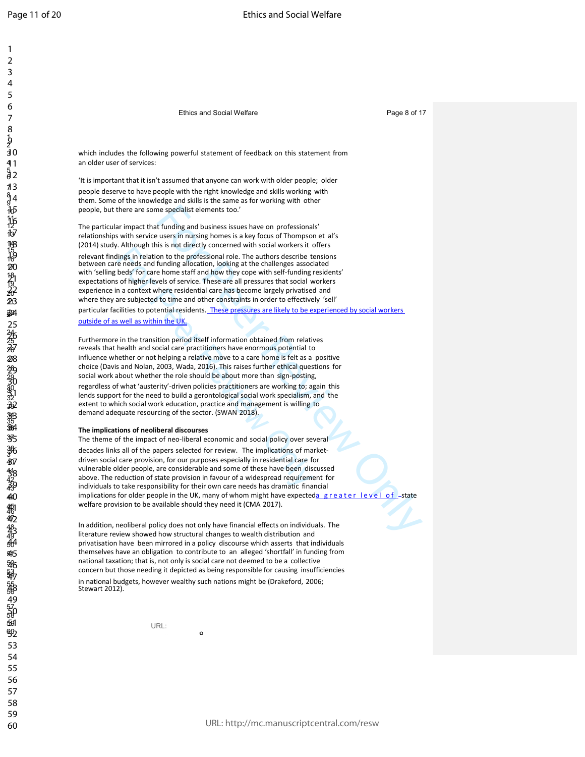which includes the following powerful statement of feedback on this statement from an older user of services:

'It is important that it isn't assumed that anyone can work with older people; older people deserve to have people with the right knowledge and skills working with them. Some of the knowledge and skills is the same as for working with other people, but there are some specialist elements too.'

The particular impact that funding and business issues have on professionals' relationships with service users in nursing homes is a key focus of Thompson et al's (2014) study. Although this is not directly concerned with social workers it offers relevant findings in relation to the professional role. The authors describe tensions between care needs and funding allocation, looking at the challenges associated with 'selling beds' for care home staff and how they cope with self-funding residents' expectations of higher levels of service. These are all pressures that social workers experience in a context where residential care has become largely privatised and where they are subjected to time and other constraints in order to effectively 'sell' particular facilities to potential residents. These pressures are likely to be experienced by social workers outside of as well as within the UK.

Furthermore in the transition period itself information obtained from relatives reveals that health and social care practitioners have enormous potential to influence whether or not helping a relative move to a care home is felt as a positive choice (Davis and Nolan, 2003, Wada, 2016). This raises further ethical questions for social work about whether the role should be about more than sign-posting, regardless of what 'austerity'-driven policies practitioners are working to; again this lends support for the need to build a gerontological social work specialism, and the extent to which social work education, practice and management is willing to demand adequate resourcing of the sector. (SWAN 2018).

**The implications of neoliberal discourses**

The theme of the impact of neo-liberal economic and social policy over several decades links all of the papers selected for review. The implications of market-driven social care provision, for our purposes especially in residential care for vulnerable older people, are considerable and some of these have been discussed above. The reduction of state provision in favour of a widespread requirement for individuals to take responsibility for their own care needs has dramatic financial implications for older people in the UK, many of whom might have expected a greater level of state welfare provision to be available should they need it (CMA 2017).

In addition, neoliberal policy does not only have financial effects on individuals. The literature review showed how structural changes to wealth distribution and privatisation have been mirrored in a policy discourse which asserts that individuals themselves have an obligation to contribute to an alleged 'shortfall' in funding from national taxation; that is, not only is social care not deemed to be a collective concern but those needing it depicted as being responsible for causing insufficiencies in national budgets, however wealthy such nations might be (Drakeford, 2006; Stewart 2012).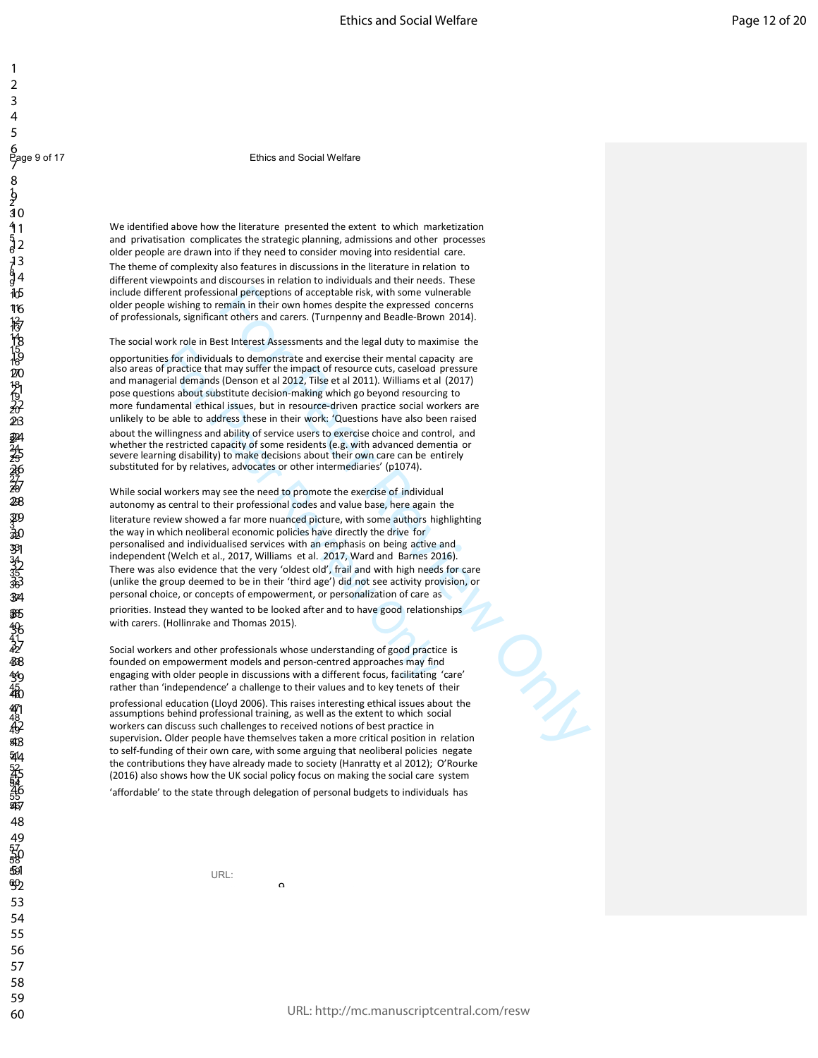We identified above how the literature presented the extent to which marketization and privatisation complicates the strategic planning, admissions and other processes older people are drawn into if they need to consider moving into residential care. The theme of complexity also features in discussions in the literature in relation to different viewpoints and discourses in relation to individuals and their needs. These include different professional perceptions of acceptable risk, with some vulnerable older people wishing to remain in their own homes despite the expressed concerns of professionals, significant others and carers. (Turnpenny and Beadle-Brown 2014).

The social work role in Best Interest Assessments and the legal duty to maximise the opportunities for individuals to demonstrate and exercise their mental capacity are also areas of practice that may suffer the impact of resource cuts, caseload pressure and managerial demands (Denson et al 2012, Tilse et al 2011). Williams et al (2017) pose questions about substitute decision-making which go beyond resourcing to more fundamental ethical issues, but in resource-driven practice social workers are unlikely to be able to address these in their work: 'Questions have also been raised about the willingness and ability of service users to exercise choice and control, and whether the restricted capacity of some residents (e.g. with advanced dementia or severe learning disability) to make decisions about their own care can be entirely substituted for by relatives, advocates or other intermediaries' (p1074).

While social workers may see the need to promote the exercise of individual autonomy as central to their professional codes and value base, here again the literature review showed a far more nuanced picture, with some authors highlighting the way in which neoliberal economic policies have directly the drive for personalised and individualised services with an emphasis on being active and independent (Welch et al., 2017, Williams et al. 2017, Ward and Barnes 2016). There was also evidence that the very 'oldest old', frail and with high needs for care (unlike the group deemed to be in their 'third age') did not see activity provision, or personal choice, or concepts of empowerment, or personalization of care as priorities. Instead they wanted to be looked after and to have good relationships with carers. (Hollinrake and Thomas 2015).

Social workers and other professionals whose understanding of good practice is founded on empowerment models and person-centred approaches may find engaging with older people in discussions with a different focus, facilitating 'care' rather than 'independence' a challenge to their values and to key tenets of their professional education (Lloyd 2006). This raises interesting ethical issues about the assumptions behind professional training, as well as the extent to which social workers can discuss such challenges to received notions of best practice in supervision**.** Older people have themselves taken a more critical position in relation to self-funding of their own care, with some arguing that neoliberal policies negate the contributions they have already made to society (Hanratty et al 2012); O'Rourke (2016) also shows how the UK social policy focus on making the social care system 'affordable' to the state through delegation of personal budgets to individuals has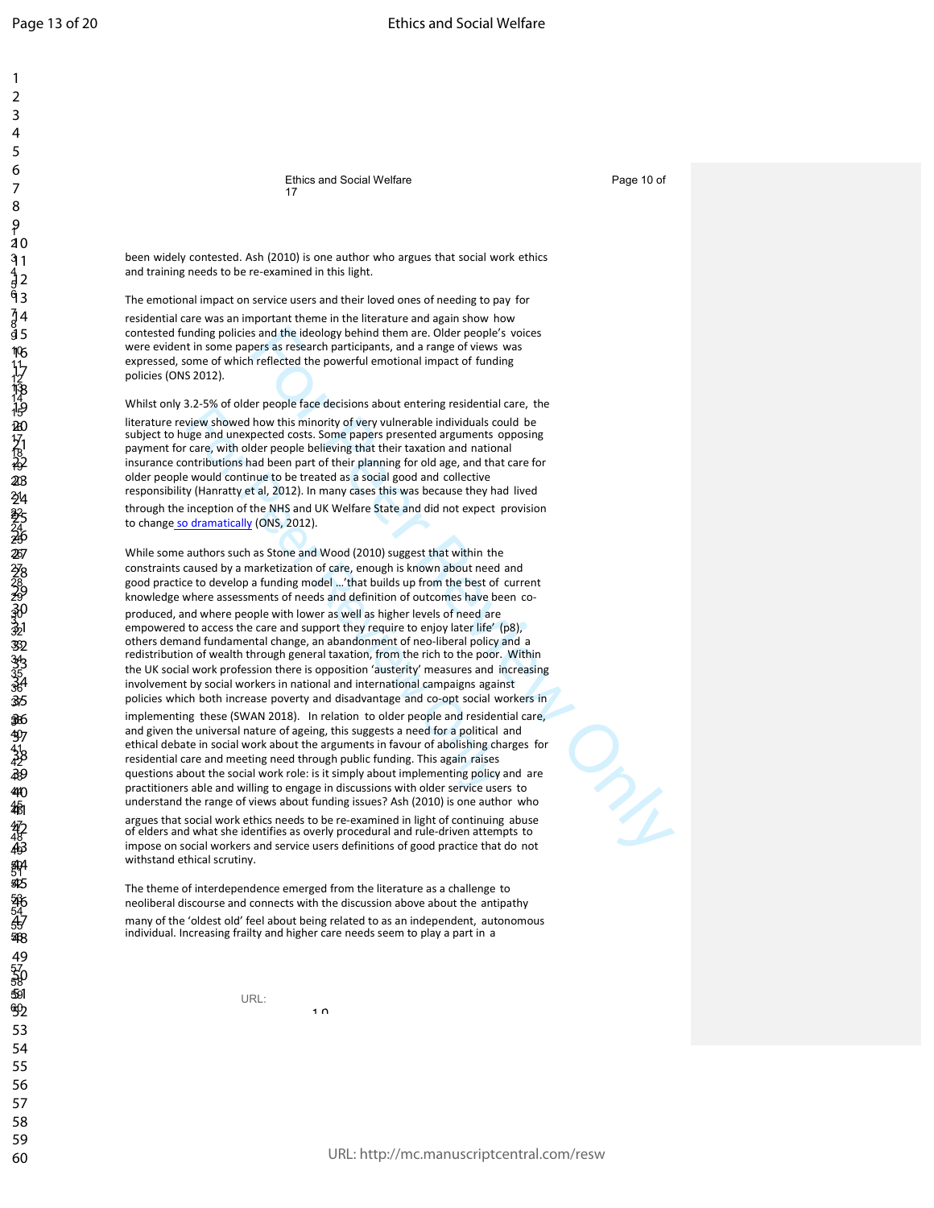been widely contested. Ash (2010) is one author who argues that social work ethics and training needs to be re-examined in this light.

The emotional impact on service users and their loved ones of needing to pay for residential care was an important theme in the literature and again show how contested funding policies and the ideology behind them are. Older people's voices were evident in some papers as research participants, and a range of views was expressed, some of which reflected the powerful emotional impact of funding policies (ONS 2012).

Whilst only 3.2-5% of older people face decisions about entering residential care, the literature review showed how this minority of very vulnerable individuals could be subject to huge and unexpected costs. Some papers presented arguments opposing payment for care, with older people believing that their taxation and national insurance contributions had been part of their planning for old age, and that care for older people would continue to be treated as a social good and collective responsibility (Hanratty et al, 2012). In many cases this was because they had lived through the inception of the NHS and UK Welfare State and did not expect provision to change so dramatically (ONS, 2012).

While some authors such as Stone and Wood (2010) suggest that within the constraints caused by a marketization of care, enough is known about need and good practice to develop a funding model …'that builds up from the best of current knowledge where assessments of needs and definition of outcomes have been co-produced, and where people with lower as well as higher levels of need are empowered to access the care and support they require to enjoy later life' (p8), others demand fundamental change, an abandonment of neo-liberal policy and a redistribution of wealth through general taxation, from the rich to the poor. Within the UK social work profession there is opposition 'austerity' measures and increasing involvement by social workers in national and international campaigns against policies which both increase poverty and disadvantage and co-opt social workers in implementing these (SWAN 2018). In relation to older people and residential care, and given the universal nature of ageing, this suggests a need for a political and ethical debate in social work about the arguments in favour of abolishing charges for residential care and meeting need through public funding. This again raises questions about the social work role: is it simply about implementing policy and are practitioners able and willing to engage in discussions with older service users to understand the range of views about funding issues? Ash (2010) is one author who argues that social work ethics needs to be re-examined in light of continuing abuse of elders and what she identifies as overly procedural and rule-driven attempts to impose on social workers and service users definitions of good practice that do not withstand ethical scrutiny.

The theme of interdependence emerged from the literature as a challenge to neoliberal discourse and connects with the discussion above about the antipathy many of the 'oldest old' feel about being related to as an independent, autonomous individual. Increasing frailty and higher care needs seem to play a part in a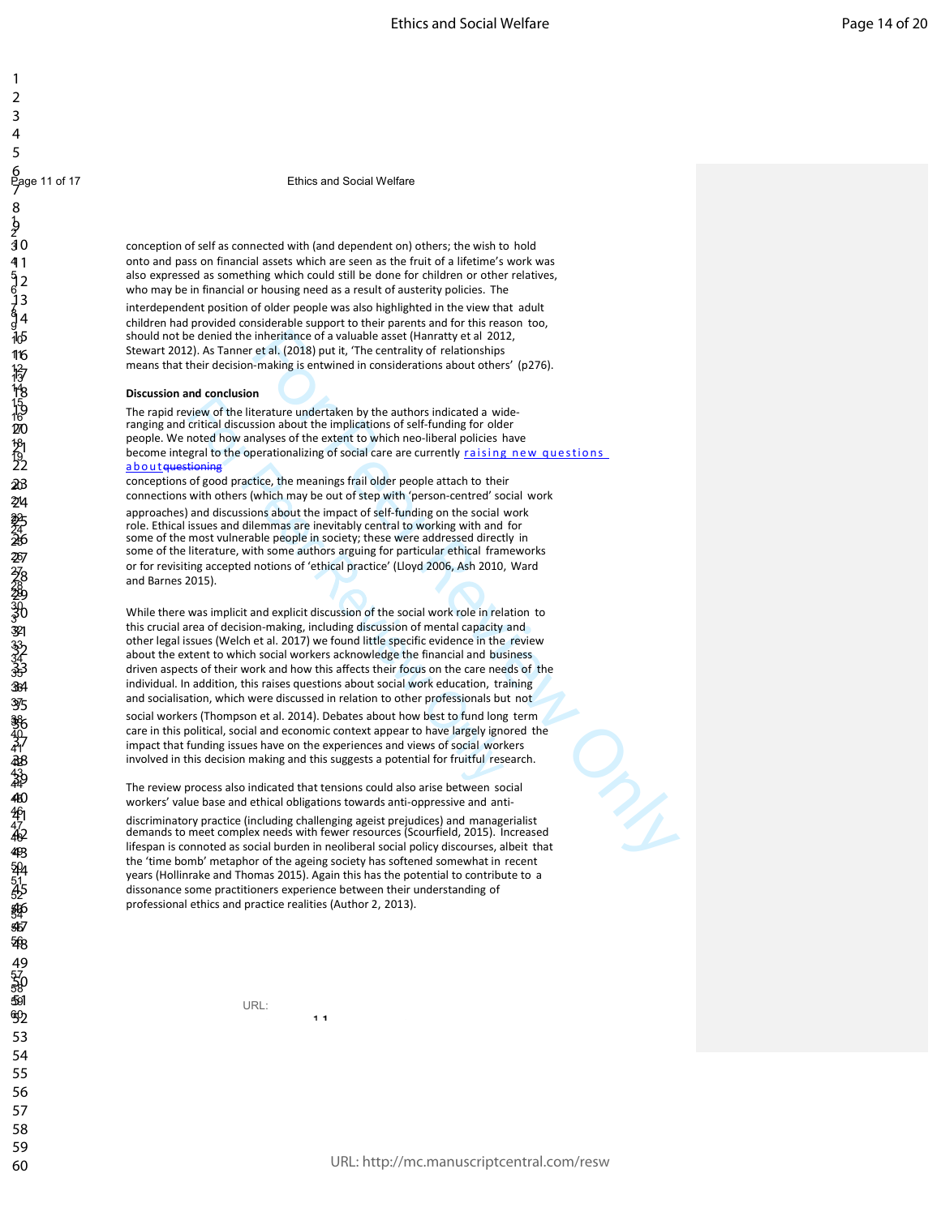conception of self as connected with (and dependent on) others; the wish to hold onto and pass on financial assets which are seen as the fruit of a lifetime's work was also expressed as something which could still be done for children or other relatives, who may be in financial or housing need as a result of austerity policies. The interdependent position of older people was also highlighted in the view that adult children had provided considerable support to their parents and for this reason too, should not be denied the inheritance of a valuable asset (Hanratty et al 2012, Stewart 2012). As Tanner et al. (2018) put it, 'The centrality of relationships means that their decision-making is entwined in considerations about others' (p276).

**Discussion and conclusion**

The rapid review of the literature undertaken by the authors indicated a wide-ranging and critical discussion about the implications of self-funding for older people. We noted how analyses of the extent to which neo-liberal policies have become integral to the operationalizing of social care are currently raising new questions about ~~questioning~~ conceptions of good practice, the meanings frail older people attach to their connections with others (which may be out of step with 'person-centred' social work approaches) and discussions about the impact of self-funding on the social work role. Ethical issues and dilemmas are inevitably central to working with and for some of the most vulnerable people in society; these were addressed directly in some of the literature, with some authors arguing for particular ethical frameworks or for revisiting accepted notions of 'ethical practice' (Lloyd 2006, Ash 2010, Ward and Barnes 2015).

While there was implicit and explicit discussion of the social work role in relation to this crucial area of decision-making, including discussion of mental capacity and other legal issues (Welch et al. 2017) we found little specific evidence in the review about the extent to which social workers acknowledge the financial and business driven aspects of their work and how this affects their focus on the care needs of the individual. In addition, this raises questions about social work education, training and socialisation, which were discussed in relation to other professionals but not social workers (Thompson et al. 2014). Debates about how best to fund long term care in this political, social and economic context appear to have largely ignored the impact that funding issues have on the experiences and views of social workers involved in this decision making and this suggests a potential for fruitful research.

The review process also indicated that tensions could also arise between social workers' value base and ethical obligations towards anti-oppressive and anti-discriminatory practice (including challenging ageist prejudices) and managerialist demands to meet complex needs with fewer resources (Scourfield, 2015). Increased lifespan is connoted as social burden in neoliberal social policy discourses, albeit that the 'time bomb' metaphor of the ageing society has softened somewhat in recent years (Hollinrake and Thomas 2015). Again this has the potential to contribute to a dissonance some practitioners experience between their understanding of professional ethics and practice realities (Author 2, 2013).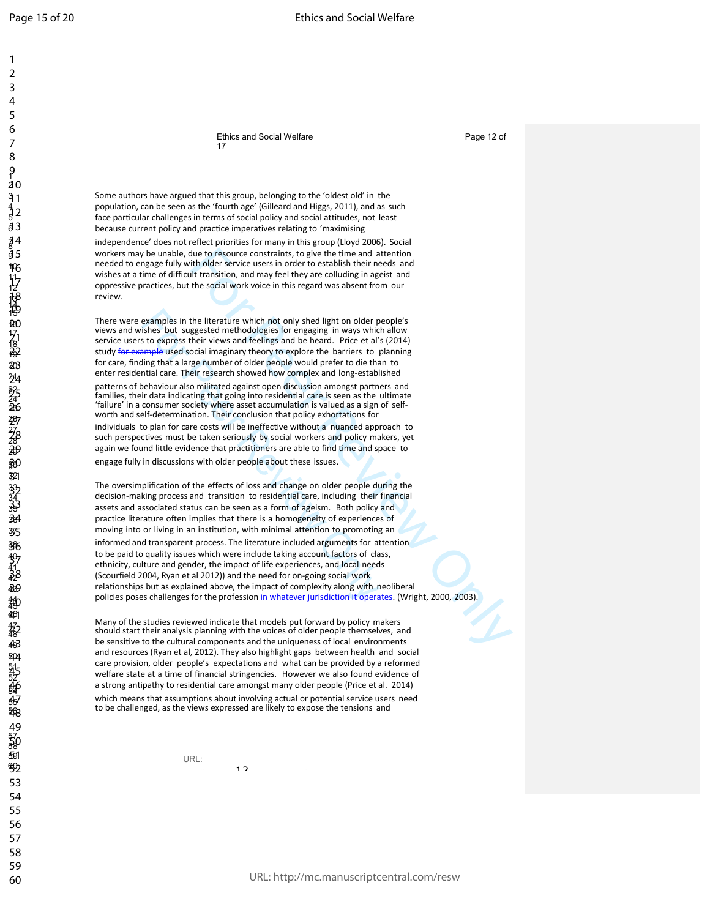Some authors have argued that this group, belonging to the 'oldest old' in the population, can be seen as the 'fourth age' (Gilleard and Higgs, 2011), and as such face particular challenges in terms of social policy and social attitudes, not least because current policy and practice imperatives relating to 'maximising independence' does not reflect priorities for many in this group (Lloyd 2006). Social workers may be unable, due to resource constraints, to give the time and attention needed to engage fully with older service users in order to establish their needs and wishes at a time of difficult transition, and may feel they are colluding in ageist and oppressive practices, but the social work voice in this regard was absent from our review.

There were examples in the literature which not only shed light on older people's views and wishes but suggested methodologies for engaging in ways which allow service users to express their views and feelings and be heard. Price et al's (2014) study ~~for example~~ used social imaginary theory to explore the barriers to planning for care, finding that a large number of older people would prefer to die than to enter residential care. Their research showed how complex and long-established patterns of behaviour also militated against open discussion amongst partners and families, their data indicating that going into residential care is seen as the ultimate 'failure' in a consumer society where asset accumulation is valued as a sign of self-worth and self-determination. Their conclusion that policy exhortations for individuals to plan for care costs will be ineffective without a nuanced approach to such perspectives must be taken seriously by social workers and policy makers, yet again we found little evidence that practitioners are able to find time and space to engage fully in discussions with older people about these issues.

The oversimplification of the effects of loss and change on older people during the decision-making process and transition to residential care, including their financial assets and associated status can be seen as a form of ageism. Both policy and practice literature often implies that there is a homogeneity of experiences of moving into or living in an institution, with minimal attention to promoting an informed and transparent process. The literature included arguments for attention to be paid to quality issues which were include taking account factors of class, ethnicity, culture and gender, the impact of life experiences, and local needs (Scourfield 2004, Ryan et al 2012)) and the need for on-going social work relationships but as explained above, the impact of complexity along with neoliberal policies poses challenges for the profession in whatever jurisdiction it operates. (Wright, 2000, 2003).

Many of the studies reviewed indicate that models put forward by policy makers should start their analysis planning with the voices of older people themselves, and be sensitive to the cultural components and the uniqueness of local environments and resources (Ryan et al, 2012). They also highlight gaps between health and social care provision, older people's expectations and what can be provided by a reformed welfare state at a time of financial stringencies. However we also found evidence of a strong antipathy to residential care amongst many older people (Price et al. 2014) which means that assumptions about involving actual or potential service users need to be challenged, as the views expressed are likely to expose the tensions and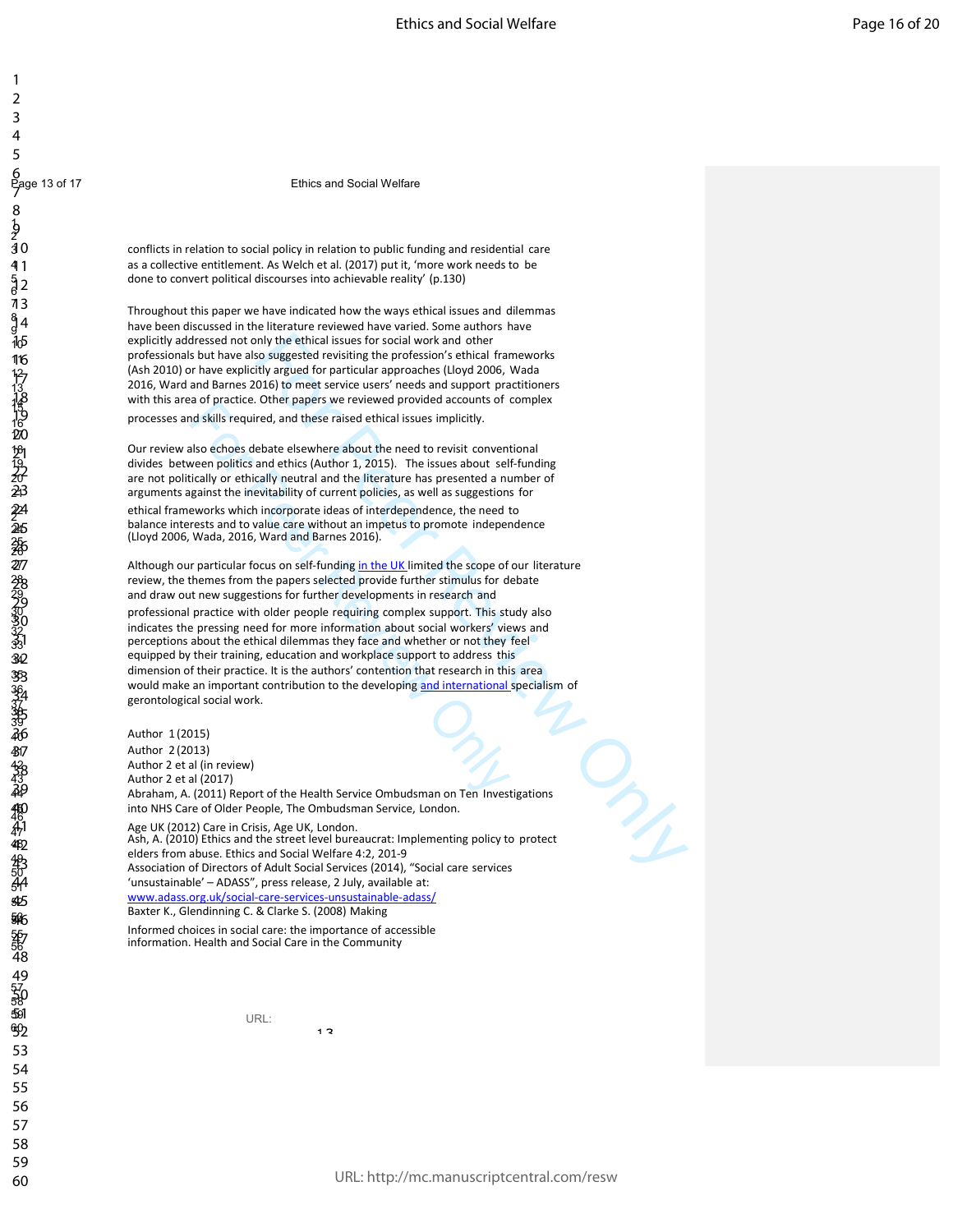conflicts in relation to social policy in relation to public funding and residential care as a collective entitlement. As Welch et al. (2017) put it, 'more work needs to be done to convert political discourses into achievable reality' (p.130)

Throughout this paper we have indicated how the ways ethical issues and dilemmas have been discussed in the literature reviewed have varied. Some authors have explicitly addressed not only the ethical issues for social work and other professionals but have also suggested revisiting the profession's ethical frameworks (Ash 2010) or have explicitly argued for particular approaches (Lloyd 2006, Wada 2016, Ward and Barnes 2016) to meet service users' needs and support practitioners with this area of practice. Other papers we reviewed provided accounts of complex processes and skills required, and these raised ethical issues implicitly.

Our review also echoes debate elsewhere about the need to revisit conventional divides between politics and ethics (Author 1, 2015). The issues about self-funding are not politically or ethically neutral and the literature has presented a number of arguments against the inevitability of current policies, as well as suggestions for ethical frameworks which incorporate ideas of interdependence, the need to balance interests and to value care without an impetus to promote independence (Lloyd 2006, Wada, 2016, Ward and Barnes 2016).

Although our particular focus on self-funding in the UK limited the scope of our literature review, the themes from the papers selected provide further stimulus for debate and draw out new suggestions for further developments in research and professional practice with older people requiring complex support. This study also indicates the pressing need for more information about social workers' views and perceptions about the ethical dilemmas they face and whether or not they feel equipped by their training, education and workplace support to address this dimension of their practice. It is the authors' contention that research in this area would make an important contribution to the developing and international specialism of gerontological social work.

Author 1 (2015)
Author 2 (2013)
Author 2 et al (in review)
Author 2 et al (2017)
Abraham, A. (2011) Report of the Health Service Ombudsman on Ten Investigations into NHS Care of Older People, The Ombudsman Service, London.
Age UK (2012) Care in Crisis, Age UK, London.
Ash, A. (2010) Ethics and the street level bureaucrat: Implementing policy to protect elders from abuse. Ethics and Social Welfare 4:2, 201-9
Association of Directors of Adult Social Services (2014), "Social care services 'unsustainable' – ADASS", press release, 2 July, available at: www.adass.org.uk/social-care-services-unsustainable-adass/
Baxter K., Glendinning C. & Clarke S. (2008) Making Informed choices in social care: the importance of accessible information. Health and Social Care in the Community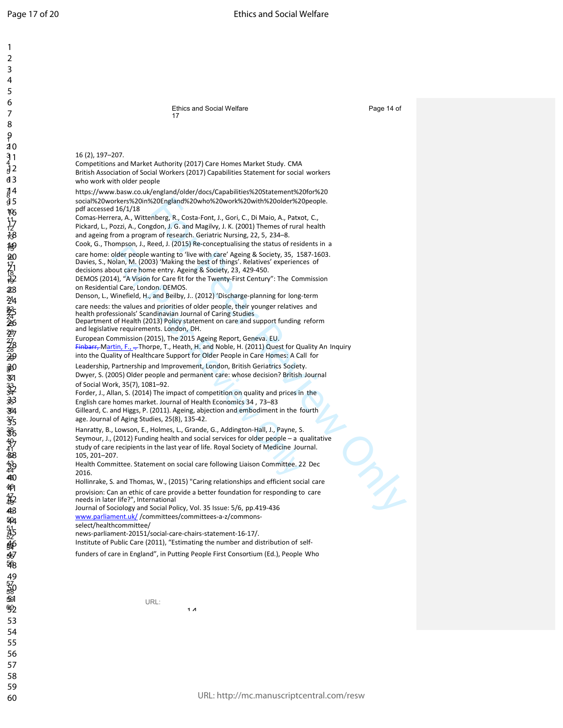16 (2), 197–207.

Competitions and Market Authority (2017) Care Homes Market Study. CMA

British Association of Social Workers (2017) Capabilities Statement for social workers who work with older people

https://www.basw.co.uk/england/older/docs/Capabilities%20Statement%20for%20social%20workers%20in%20England%20who%20work%20with%20older%20people.pdf accessed 16/1/18

Comas-Herrera, A., Wittenberg, R., Costa-Font, J., Gori, C., Di Maio, A., Patxot, C., Pickard, L., Pozzi, A., Congdon, J. G. and Magilvy, J. K. (2001) Themes of rural health and ageing from a program of research. Geriatric Nursing, 22, 5, 234–8.

Cook, G., Thompson, J., Reed, J. (2015) Re-conceptualising the status of residents in a care home: older people wanting to 'live with care' Ageing & Society, 35, 1587-1603.

Davies, S., Nolan, M. (2003) 'Making the best of things'. Relatives' experiences of decisions about care home entry. Ageing & Society, 23, 429-450.

DEMOS (2014), "A Vision for Care fit for the Twenty-First Century": The Commission on Residential Care, London. DEMOS.

Denson, L., Winefield, H., and Beilby, J.. (2012) 'Discharge-planning for long-term care needs: the values and priorities of older people, their younger relatives and health professionals' Scandinavian Journal of Caring Studies

Department of Health (2013) Policy statement on care and support funding reform and legislative requirements. London, DH.

European Commission (2015), The 2015 Ageing Report, Geneva. EU.

~~Finbarr,~~ Martin, F., ~~.,~~ Thorpe, T., Heath, H. and Noble, H. (2011) Quest for Quality An Inquiry into the Quality of Healthcare Support for Older People in Care Homes: A Call for Leadership, Partnership and Improvement, London, British Geriatrics Society.

Dwyer, S. (2005) Older people and permanent care: whose decision? British Journal of Social Work, 35(7), 1081–92.

Forder, J., Allan, S. (2014) The impact of competition on quality and prices in the English care homes market. Journal of Health Economics 34 , 73–83

Gilleard, C. and Higgs, P. (2011). Ageing, abjection and embodiment in the fourth age. Journal of Aging Studies, 25(8), 135-42.

Hanratty, B., Lowson, E., Holmes, L., Grande, G., Addington-Hall, J., Payne, S. Seymour, J., (2012) Funding health and social services for older people – a qualitative study of care recipients in the last year of life. Royal Society of Medicine Journal. 105, 201–207.

Health Committee. Statement on social care following Liaison Committee. 22 Dec 2016.

Hollinrake, S. and Thomas, W., (2015) "Caring relationships and efficient social care provision: Can an ethic of care provide a better foundation for responding to care needs in later life?", International Journal of Sociology and Social Policy, Vol. 35 Issue: 5/6, pp.419-436

www.parliament.uk/ /committees/committees-a-z/commons-select/healthcommittee/news-parliament-20151/social-care-chairs-statement-16-17/.

Institute of Public Care (2011), "Estimating the number and distribution of self-funders of care in England", in Putting People First Consortium (Ed.), People Who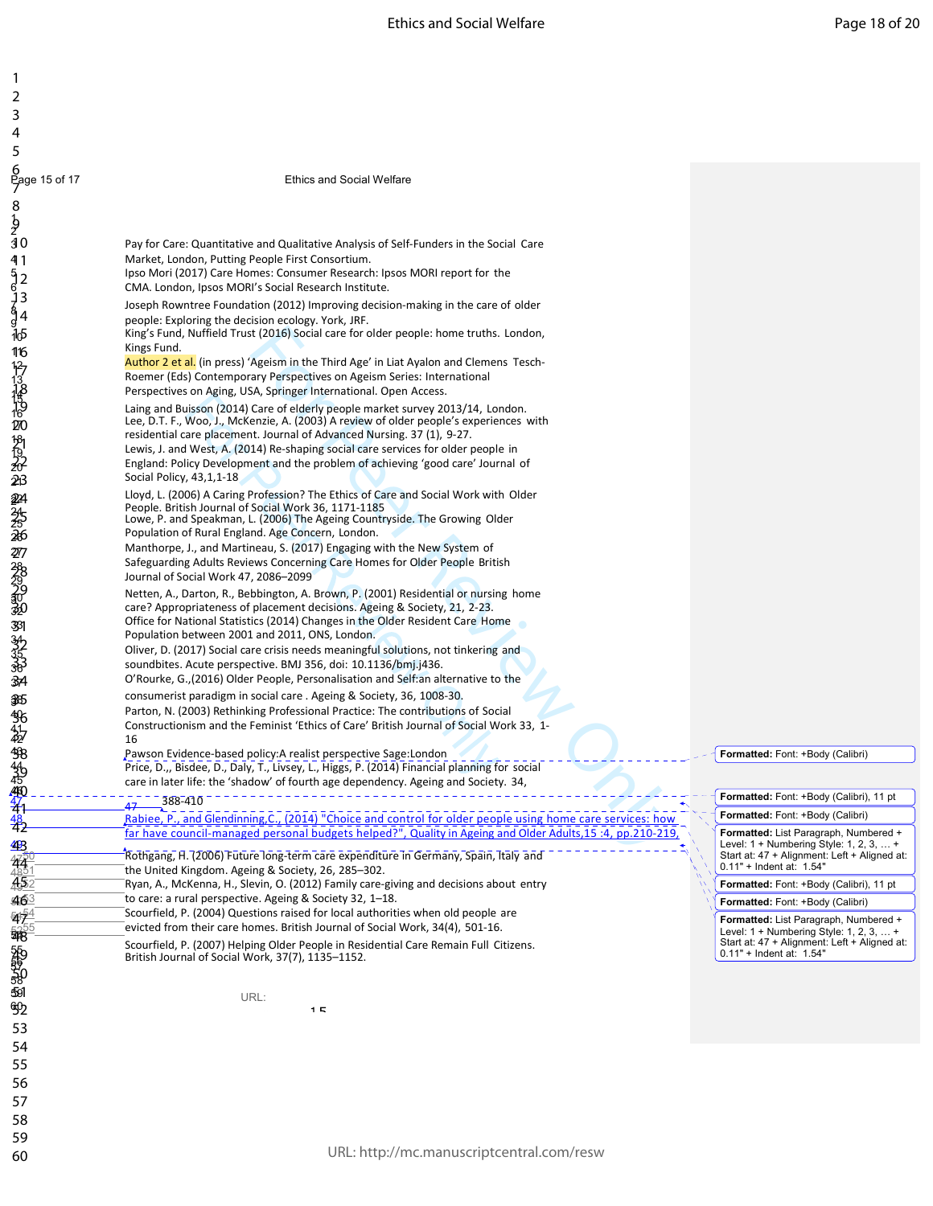Pay for Care: Quantitative and Qualitative Analysis of Self-Funders in the Social Care Market, London, Putting People First Consortium.

Ipso Mori (2017) Care Homes: Consumer Research: Ipsos MORI report for the CMA. London, Ipsos MORI's Social Research Institute.

Joseph Rowntree Foundation (2012) Improving decision-making in the care of older people: Exploring the decision ecology. York, JRF.

King's Fund, Nuffield Trust (2016) Social care for older people: home truths. London, Kings Fund.

Author 2 et al. (in press) 'Ageism in the Third Age' in Liat Ayalon and Clemens Tesch-Roemer (Eds) Contemporary Perspectives on Ageism Series: International Perspectives on Aging, USA, Springer International. Open Access.

Laing and Buisson (2014) Care of elderly people market survey 2013/14, London.

Lee, D.T. F., Woo, J., McKenzie, A. (2003) A review of older people's experiences with residential care placement. Journal of Advanced Nursing. 37 (1), 9-27.

Lewis, J. and West, A. (2014) Re-shaping social care services for older people in England: Policy Development and the problem of achieving 'good care' Journal of Social Policy, 43,1,1-18

Lloyd, L. (2006) A Caring Profession? The Ethics of Care and Social Work with Older People. British Journal of Social Work 36, 1171-1185

Lowe, P. and Speakman, L. (2006) The Ageing Countryside. The Growing Older Population of Rural England. Age Concern, London.

Manthorpe, J., and Martineau, S. (2017) Engaging with the New System of Safeguarding Adults Reviews Concerning Care Homes for Older People British Journal of Social Work 47, 2086–2099

Netten, A., Darton, R., Bebbington, A. Brown, P. (2001) Residential or nursing home care? Appropriateness of placement decisions. Ageing & Society, 21, 2-23.

Office for National Statistics (2014) Changes in the Older Resident Care Home Population between 2001 and 2011, ONS, London.

Oliver, D. (2017) Social care crisis needs meaningful solutions, not tinkering and soundbites. Acute perspective. BMJ 356, doi: 10.1136/bmj.j436.

O'Rourke, G.,(2016) Older People, Personalisation and Self:an alternative to the consumerist paradigm in social care . Ageing & Society, 36, 1008-30.

Parton, N. (2003) Rethinking Professional Practice: The contributions of Social Constructionism and the Feminist 'Ethics of Care' British Journal of Social Work 33, 1-16

Pawson Evidence-based policy:A realist perspective Sage:London

Price, D.,, Bisdee, D., Daly, T., Livsey, L., Higgs, P. (2014) Financial planning for social care in later life: the 'shadow' of fourth age dependency. Ageing and Society. 34, 388-410

Rabiee, P., and Glendinning,C., (2014) "Choice and control for older people using home care services: how far have council-managed personal budgets helped?", Quality in Ageing and Older Adults,15 :4, pp.210-219,

Rothgang, H. (2006) Future long-term care expenditure in Germany, Spain, Italy and the United Kingdom. Ageing & Society, 26, 285–302.

Ryan, A., McKenna, H., Slevin, O. (2012) Family care-giving and decisions about entry to care: a rural perspective. Ageing & Society 32, 1–18.

Scourfield, P. (2004) Questions raised for local authorities when old people are evicted from their care homes. British Journal of Social Work, 34(4), 501-16.

Scourfield, P. (2007) Helping Older People in Residential Care Remain Full Citizens. British Journal of Social Work, 37(7), 1135–1152.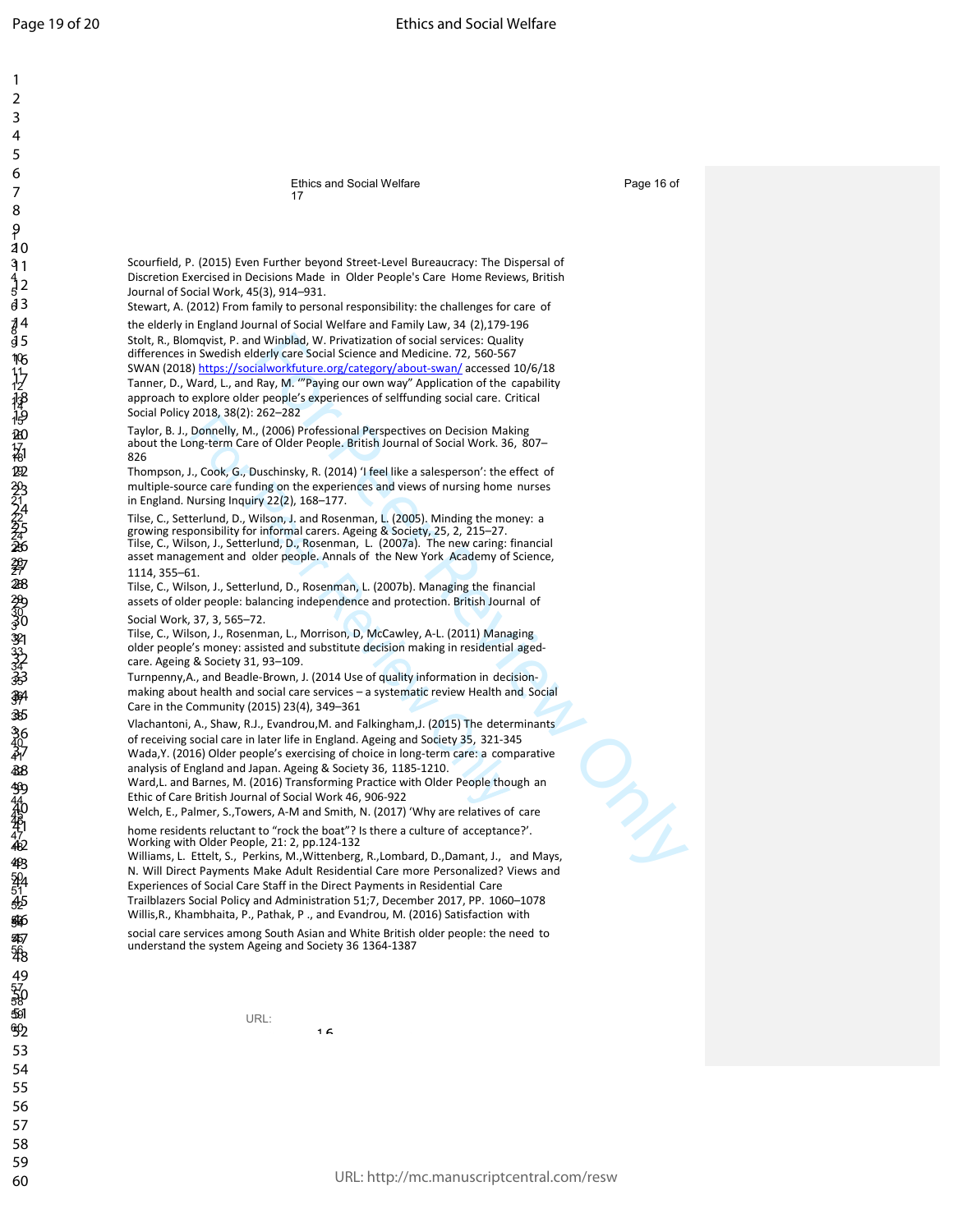Scourfield, P. (2015) Even Further beyond Street-Level Bureaucracy: The Dispersal of Discretion Exercised in Decisions Made in Older People's Care Home Reviews, British Journal of Social Work, 45(3), 914–931.

Stewart, A. (2012) From family to personal responsibility: the challenges for care of the elderly in England Journal of Social Welfare and Family Law, 34 (2),179-196

Stolt, R., Blomqvist, P. and Winblad, W. Privatization of social services: Quality differences in Swedish elderly care Social Science and Medicine. 72, 560-567

SWAN (2018) https://socialworkfuture.org/category/about-swan/ accessed 10/6/18

Tanner, D., Ward, L., and Ray, M. '"Paying our own way" Application of the capability approach to explore older people's experiences of selffunding social care. Critical Social Policy 2018, 38(2): 262–282

Taylor, B. J., Donnelly, M., (2006) Professional Perspectives on Decision Making about the Long-term Care of Older People. British Journal of Social Work. 36, 807–826

Thompson, J., Cook, G., Duschinsky, R. (2014) 'I feel like a salesperson': the effect of multiple-source care funding on the experiences and views of nursing home nurses in England. Nursing Inquiry 22(2), 168–177.

Tilse, C., Setterlund, D., Wilson, J. and Rosenman, L. (2005). Minding the money: a growing responsibility for informal carers. Ageing & Society, 25, 2, 215–27.

Tilse, C., Wilson, J., Setterlund, D., Rosenman, L. (2007a). The new caring: financial asset management and older people. Annals of the New York Academy of Science, 1114, 355–61.

Tilse, C., Wilson, J., Setterlund, D., Rosenman, L. (2007b). Managing the financial assets of older people: balancing independence and protection. British Journal of Social Work, 37, 3, 565–72.

Tilse, C., Wilson, J., Rosenman, L., Morrison, D, McCawley, A-L. (2011) Managing older people's money: assisted and substitute decision making in residential aged-care. Ageing & Society 31, 93–109.

Turnpenny,A., and Beadle-Brown, J. (2014 Use of quality information in decision-making about health and social care services – a systematic review Health and Social Care in the Community (2015) 23(4), 349–361

Vlachantoni, A., Shaw, R.J., Evandrou,M. and Falkingham,J. (2015) The determinants of receiving social care in later life in England. Ageing and Society 35, 321-345

Wada,Y. (2016) Older people's exercising of choice in long-term care: a comparative analysis of England and Japan. Ageing & Society 36, 1185-1210.

Ward,L. and Barnes, M. (2016) Transforming Practice with Older People though an Ethic of Care British Journal of Social Work 46, 906-922

Welch, E., Palmer, S.,Towers, A-M and Smith, N. (2017) 'Why are relatives of care home residents reluctant to "rock the boat"? Is there a culture of acceptance?'. Working with Older People, 21: 2, pp.124-132

Williams, L. Ettelt, S., Perkins, M.,Wittenberg, R.,Lombard, D.,Damant, J., and Mays, N. Will Direct Payments Make Adult Residential Care more Personalized? Views and Experiences of Social Care Staff in the Direct Payments in Residential Care Trailblazers Social Policy and Administration 51;7, December 2017, PP. 1060–1078

Willis,R., Khambhaita, P., Pathak, P ., and Evandrou, M. (2016) Satisfaction with social care services among South Asian and White British older people: the need to understand the system Ageing and Society 36 1364-1387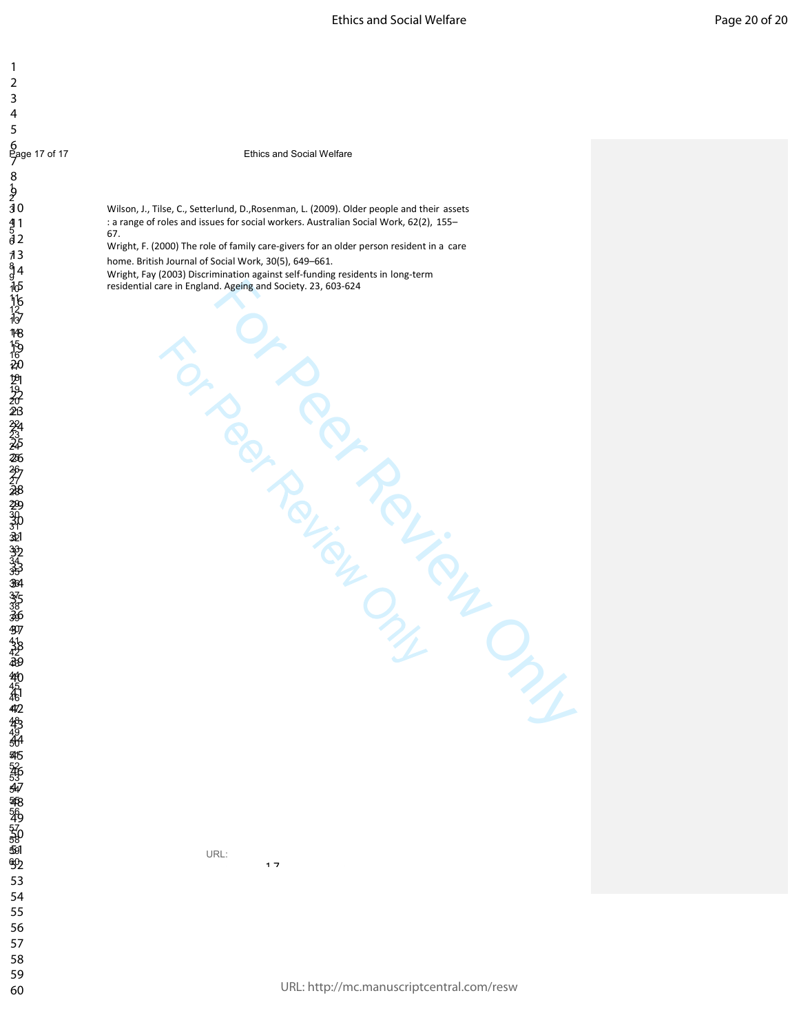Wilson, J., Tilse, C., Setterlund, D.,Rosenman, L. (2009). Older people and their assets : a range of roles and issues for social workers. Australian Social Work, 62(2), 155–67.

Wright, F. (2000) The role of family care-givers for an older person resident in a care home. British Journal of Social Work, 30(5), 649–661.

Wright, Fay (2003) Discrimination against self-funding residents in long-term residential care in England. Ageing and Society. 23, 603-624